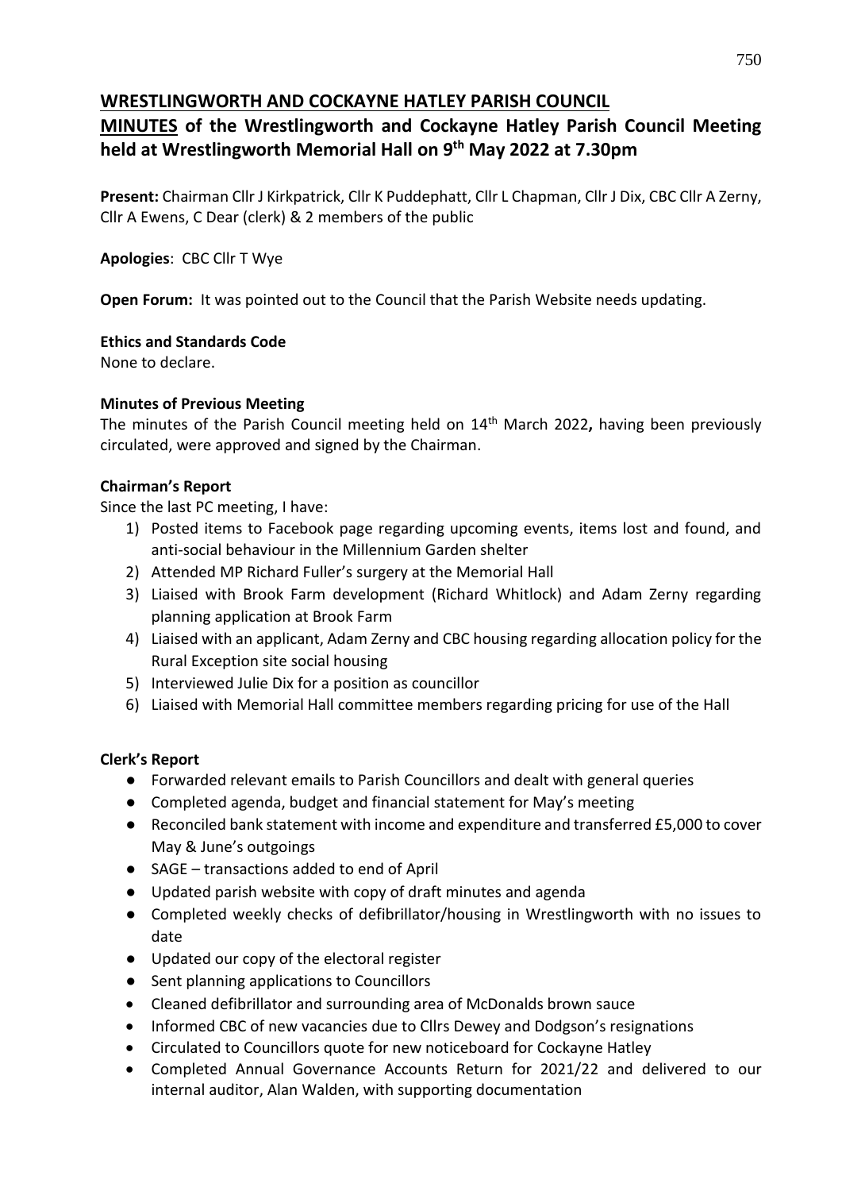# WRESTLINGWORTH AND COCKAYNE HATLEY PARISH COUNCIL

## MINUTES of the Wrestlingworth and Cockayne Hatley Parish Council Meeting held at Wrestlingworth Memorial Hall on 9th May 2022 at 7.30pm

**Present:** Chairman Cllr J Kirkpatrick, Cllr K Puddephatt, Cllr L Chapman, Cllr J Dix, CBC Cllr A Zerny, Cllr A Ewens, C Dear (clerk) & 2 members of the public

**Apologies**: CBC Cllr T Wye

**Open Forum:** It was pointed out to the Council that the Parish Website needs updating.

**Ethics and Standards Code**

None to declare.

**Minutes of Previous Meeting**

The minutes of the Parish Council meeting held on 14th March 2022**,** having been previously circulated, were approved and signed by the Chairman.

**Chairman's Report**

Since the last PC meeting, I have:

1) Posted items to Facebook page regarding upcoming events, items lost and found, and anti-social behaviour in the Millennium Garden shelter
2) Attended MP Richard Fuller's surgery at the Memorial Hall
3) Liaised with Brook Farm development (Richard Whitlock) and Adam Zerny regarding planning application at Brook Farm
4) Liaised with an applicant, Adam Zerny and CBC housing regarding allocation policy for the Rural Exception site social housing
5) Interviewed Julie Dix for a position as councillor
6) Liaised with Memorial Hall committee members regarding pricing for use of the Hall

**Clerk's Report**

- Forwarded relevant emails to Parish Councillors and dealt with general queries
- Completed agenda, budget and financial statement for May's meeting
- Reconciled bank statement with income and expenditure and transferred £5,000 to cover May & June's outgoings
- SAGE – transactions added to end of April
- Updated parish website with copy of draft minutes and agenda
- Completed weekly checks of defibrillator/housing in Wrestlingworth with no issues to date
- Updated our copy of the electoral register
- Sent planning applications to Councillors
- Cleaned defibrillator and surrounding area of McDonalds brown sauce
- Informed CBC of new vacancies due to Cllrs Dewey and Dodgson's resignations
- Circulated to Councillors quote for new noticeboard for Cockayne Hatley
- Completed Annual Governance Accounts Return for 2021/22 and delivered to our internal auditor, Alan Walden, with supporting documentation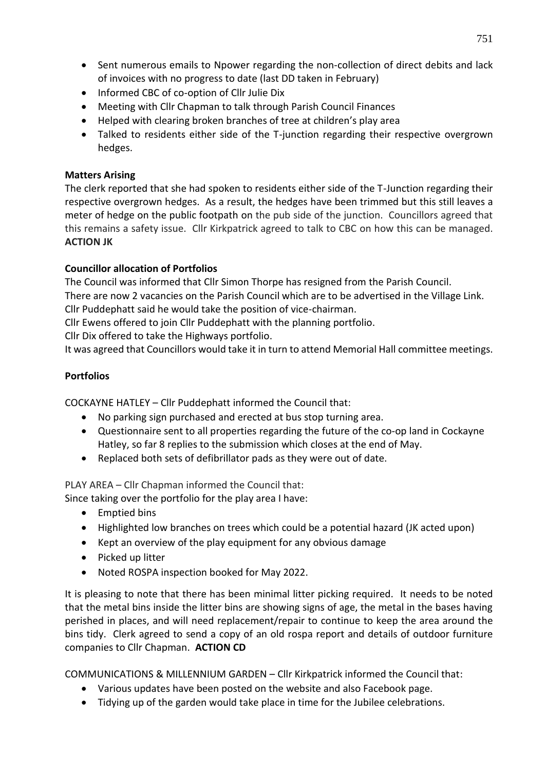- Sent numerous emails to Npower regarding the non-collection of direct debits and lack of invoices with no progress to date (last DD taken in February)
- Informed CBC of co-option of Cllr Julie Dix
- Meeting with Cllr Chapman to talk through Parish Council Finances
- Helped with clearing broken branches of tree at children's play area
- Talked to residents either side of the T-junction regarding their respective overgrown hedges.

**Matters Arising**

The clerk reported that she had spoken to residents either side of the T-Junction regarding their respective overgrown hedges. As a result, the hedges have been trimmed but this still leaves a meter of hedge on the public footpath on the pub side of the junction. Councillors agreed that this remains a safety issue. Cllr Kirkpatrick agreed to talk to CBC on how this can be managed. **ACTION JK**

**Councillor allocation of Portfolios**

The Council was informed that Cllr Simon Thorpe has resigned from the Parish Council.
There are now 2 vacancies on the Parish Council which are to be advertised in the Village Link.
Cllr Puddephatt said he would take the position of vice-chairman.
Cllr Ewens offered to join Cllr Puddephatt with the planning portfolio.
Cllr Dix offered to take the Highways portfolio.
It was agreed that Councillors would take it in turn to attend Memorial Hall committee meetings.

**Portfolios**

COCKAYNE HATLEY – Cllr Puddephatt informed the Council that:

- No parking sign purchased and erected at bus stop turning area.
- Questionnaire sent to all properties regarding the future of the co-op land in Cockayne Hatley, so far 8 replies to the submission which closes at the end of May.
- Replaced both sets of defibrillator pads as they were out of date.

PLAY AREA – Cllr Chapman informed the Council that:
Since taking over the portfolio for the play area I have:

- Emptied bins
- Highlighted low branches on trees which could be a potential hazard (JK acted upon)
- Kept an overview of the play equipment for any obvious damage
- Picked up litter
- Noted ROSPA inspection booked for May 2022.

It is pleasing to note that there has been minimal litter picking required. It needs to be noted that the metal bins inside the litter bins are showing signs of age, the metal in the bases having perished in places, and will need replacement/repair to continue to keep the area around the bins tidy. Clerk agreed to send a copy of an old rospa report and details of outdoor furniture companies to Cllr Chapman. **ACTION CD**

COMMUNICATIONS & MILLENNIUM GARDEN – Cllr Kirkpatrick informed the Council that:

- Various updates have been posted on the website and also Facebook page.
- Tidying up of the garden would take place in time for the Jubilee celebrations.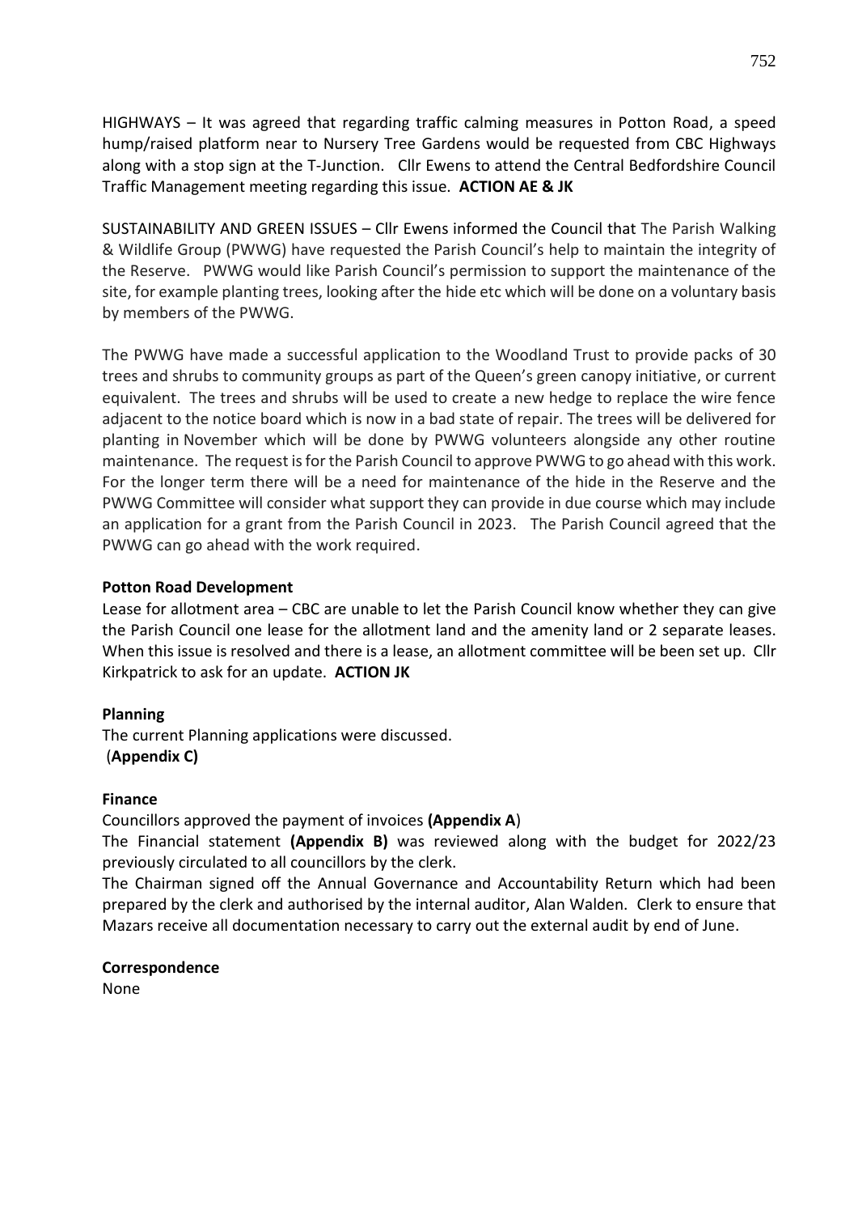HIGHWAYS – It was agreed that regarding traffic calming measures in Potton Road, a speed hump/raised platform near to Nursery Tree Gardens would be requested from CBC Highways along with a stop sign at the T-Junction. Cllr Ewens to attend the Central Bedfordshire Council Traffic Management meeting regarding this issue. **ACTION AE & JK**

SUSTAINABILITY AND GREEN ISSUES – Cllr Ewens informed the Council that The Parish Walking & Wildlife Group (PWWG) have requested the Parish Council's help to maintain the integrity of the Reserve. PWWG would like Parish Council's permission to support the maintenance of the site, for example planting trees, looking after the hide etc which will be done on a voluntary basis by members of the PWWG.

The PWWG have made a successful application to the Woodland Trust to provide packs of 30 trees and shrubs to community groups as part of the Queen's green canopy initiative, or current equivalent. The trees and shrubs will be used to create a new hedge to replace the wire fence adjacent to the notice board which is now in a bad state of repair. The trees will be delivered for planting in November which will be done by PWWG volunteers alongside any other routine maintenance. The request is for the Parish Council to approve PWWG to go ahead with this work. For the longer term there will be a need for maintenance of the hide in the Reserve and the PWWG Committee will consider what support they can provide in due course which may include an application for a grant from the Parish Council in 2023. The Parish Council agreed that the PWWG can go ahead with the work required.

**Potton Road Development**

Lease for allotment area – CBC are unable to let the Parish Council know whether they can give the Parish Council one lease for the allotment land and the amenity land or 2 separate leases. When this issue is resolved and there is a lease, an allotment committee will be been set up. Cllr Kirkpatrick to ask for an update. **ACTION JK**

**Planning**

The current Planning applications were discussed.
(**Appendix C)**

**Finance**

Councillors approved the payment of invoices **(Appendix A**)
The Financial statement **(Appendix B)** was reviewed along with the budget for 2022/23 previously circulated to all councillors by the clerk.
The Chairman signed off the Annual Governance and Accountability Return which had been prepared by the clerk and authorised by the internal auditor, Alan Walden. Clerk to ensure that Mazars receive all documentation necessary to carry out the external audit by end of June.

**Correspondence**

None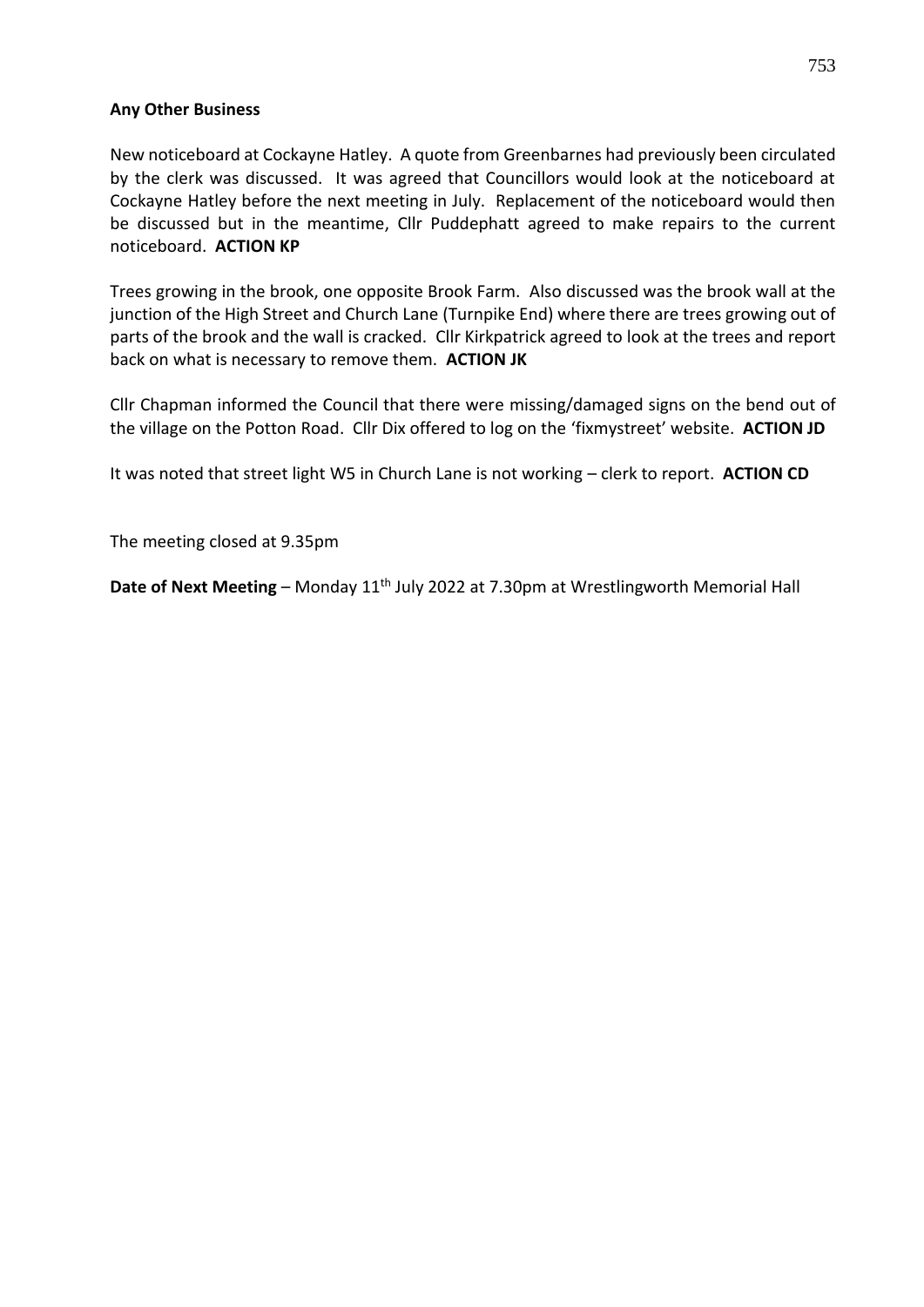**Any Other Business**

New noticeboard at Cockayne Hatley. A quote from Greenbarnes had previously been circulated by the clerk was discussed. It was agreed that Councillors would look at the noticeboard at Cockayne Hatley before the next meeting in July. Replacement of the noticeboard would then be discussed but in the meantime, Cllr Puddephatt agreed to make repairs to the current noticeboard. **ACTION KP**

Trees growing in the brook, one opposite Brook Farm. Also discussed was the brook wall at the junction of the High Street and Church Lane (Turnpike End) where there are trees growing out of parts of the brook and the wall is cracked. Cllr Kirkpatrick agreed to look at the trees and report back on what is necessary to remove them. **ACTION JK**

Cllr Chapman informed the Council that there were missing/damaged signs on the bend out of the village on the Potton Road. Cllr Dix offered to log on the 'fixmystreet' website. **ACTION JD**

It was noted that street light W5 in Church Lane is not working – clerk to report. **ACTION CD**

The meeting closed at 9.35pm

**Date of Next Meeting** – Monday 11th July 2022 at 7.30pm at Wrestlingworth Memorial Hall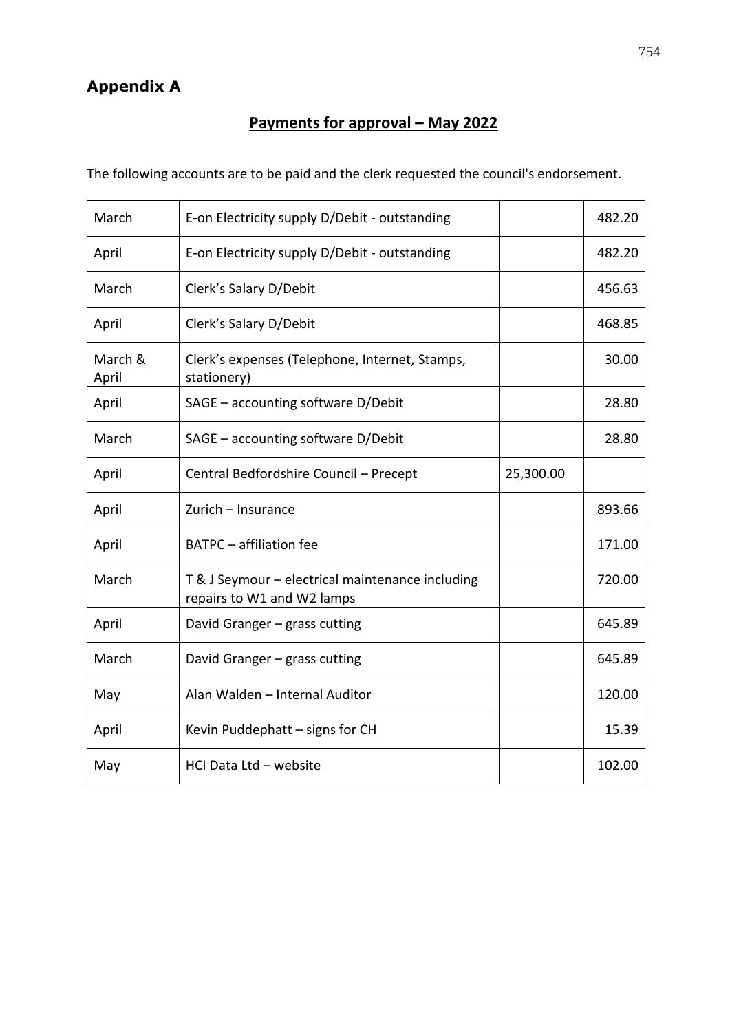## Appendix A

### Payments for approval – May 2022

The following accounts are to be paid and the clerk requested the council's endorsement.

| | | | |
|---|---|---|---|
| March | E-on Electricity supply D/Debit - outstanding | | 482.20 |
| April | E-on Electricity supply D/Debit - outstanding | | 482.20 |
| March | Clerk's Salary D/Debit | | 456.63 |
| April | Clerk's Salary D/Debit | | 468.85 |
| March & April | Clerk's expenses (Telephone, Internet, Stamps, stationery) | | 30.00 |
| April | SAGE – accounting software D/Debit | | 28.80 |
| March | SAGE – accounting software D/Debit | | 28.80 |
| April | Central Bedfordshire Council – Precept | 25,300.00 | |
| April | Zurich – Insurance | | 893.66 |
| April | BATPC – affiliation fee | | 171.00 |
| March | T & J Seymour – electrical maintenance including repairs to W1 and W2 lamps | | 720.00 |
| April | David Granger – grass cutting | | 645.89 |
| March | David Granger – grass cutting | | 645.89 |
| May | Alan Walden – Internal Auditor | | 120.00 |
| April | Kevin Puddephatt – signs for CH | | 15.39 |
| May | HCI Data Ltd – website | | 102.00 |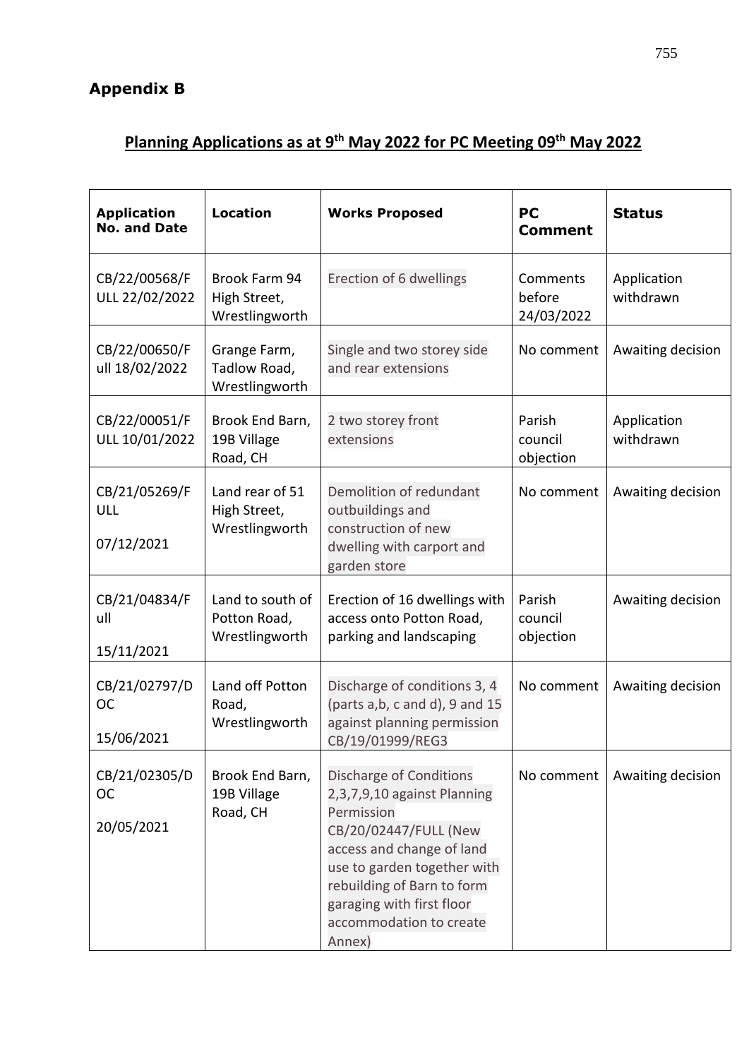## Appendix B

## Planning Applications as at 9th May 2022 for PC Meeting 09th May 2022

| Application No. and Date | Location | Works Proposed | PC Comment | Status |
|---|---|---|---|---|
| CB/22/00568/FULL 22/02/2022 | Brook Farm 94 High Street, Wrestlingworth | Erection of 6 dwellings | Comments before 24/03/2022 | Application withdrawn |
| CB/22/00650/Full 18/02/2022 | Grange Farm, Tadlow Road, Wrestlingworth | Single and two storey side and rear extensions | No comment | Awaiting decision |
| CB/22/00051/FULL 10/01/2022 | Brook End Barn, 19B Village Road, CH | 2 two storey front extensions | Parish council objection | Application withdrawn |
| CB/21/05269/FULL 07/12/2021 | Land rear of 51 High Street, Wrestlingworth | Demolition of redundant outbuildings and construction of new dwelling with carport and garden store | No comment | Awaiting decision |
| CB/21/04834/Full 15/11/2021 | Land to south of Potton Road, Wrestlingworth | Erection of 16 dwellings with access onto Potton Road, parking and landscaping | Parish council objection | Awaiting decision |
| CB/21/02797/DOC 15/06/2021 | Land off Potton Road, Wrestlingworth | Discharge of conditions 3, 4 (parts a,b, c and d), 9 and 15 against planning permission CB/19/01999/REG3 | No comment | Awaiting decision |
| CB/21/02305/DOC 20/05/2021 | Brook End Barn, 19B Village Road, CH | Discharge of Conditions 2,3,7,9,10 against Planning Permission CB/20/02447/FULL (New access and change of land use to garden together with rebuilding of Barn to form garaging with first floor accommodation to create Annex) | No comment | Awaiting decision |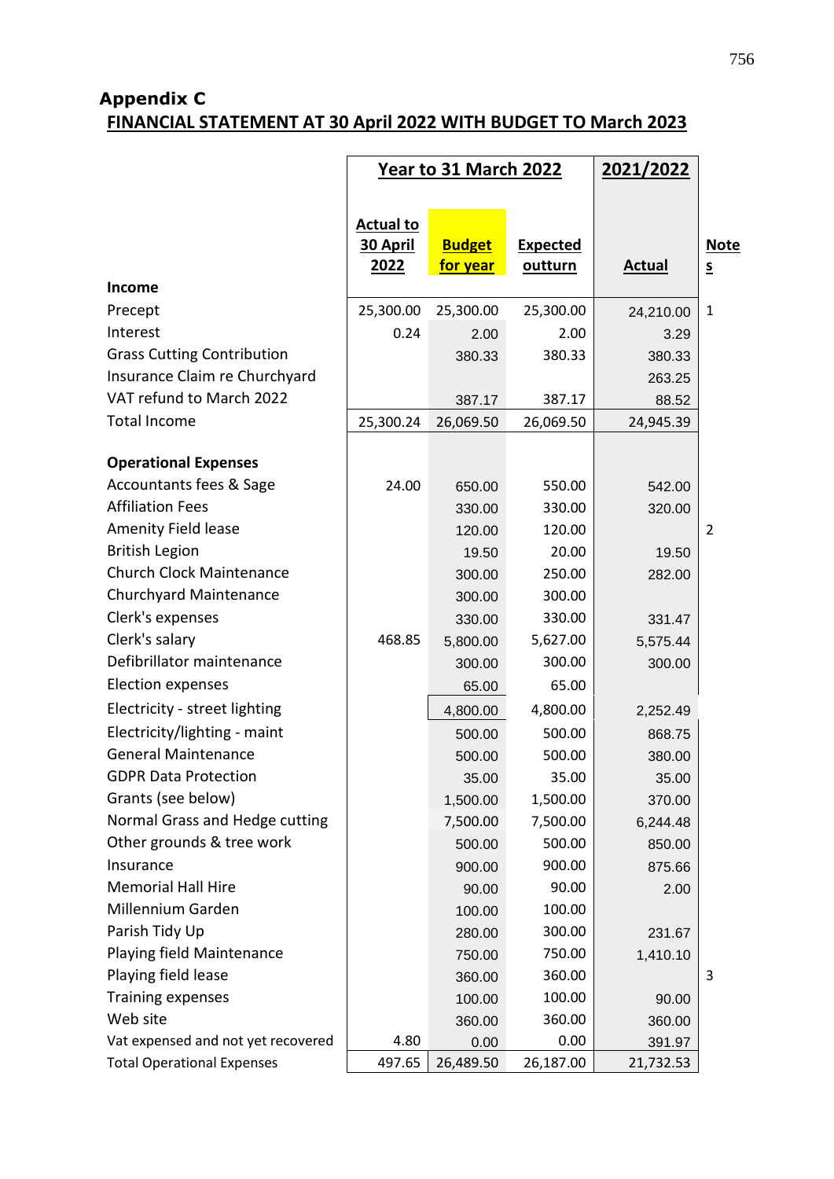## Appendix C

**FINANCIAL STATEMENT AT 30 April 2022 WITH BUDGET TO March 2023**

| | Year to 31 March 2022 | | | 2021/2022 | |
|---|---|---|---|---|---|
| | Actual to 30 April 2022 | Budget for year | Expected outturn | Actual | Notes |
| **Income** | | | | | |
| Precept | 25,300.00 | 25,300.00 | 25,300.00 | 24,210.00 | 1 |
| Interest | 0.24 | 2.00 | 2.00 | 3.29 | |
| Grass Cutting Contribution | | 380.33 | 380.33 | 380.33 | |
| Insurance Claim re Churchyard | | | | 263.25 | |
| VAT refund to March 2022 | | 387.17 | 387.17 | 88.52 | |
| Total Income | 25,300.24 | 26,069.50 | 26,069.50 | 24,945.39 | |
| | | | | | |
| **Operational Expenses** | | | | | |
| Accountants fees & Sage | 24.00 | 650.00 | 550.00 | 542.00 | |
| Affiliation Fees | | 330.00 | 330.00 | 320.00 | |
| Amenity Field lease | | 120.00 | 120.00 | | 2 |
| British Legion | | 19.50 | 20.00 | 19.50 | |
| Church Clock Maintenance | | 300.00 | 250.00 | 282.00 | |
| Churchyard Maintenance | | 300.00 | 300.00 | | |
| Clerk's expenses | | 330.00 | 330.00 | 331.47 | |
| Clerk's salary | 468.85 | 5,800.00 | 5,627.00 | 5,575.44 | |
| Defibrillator maintenance | | 300.00 | 300.00 | 300.00 | |
| Election expenses | | 65.00 | 65.00 | | |
| Electricity - street lighting | | 4,800.00 | 4,800.00 | 2,252.49 | |
| Electricity/lighting - maint | | 500.00 | 500.00 | 868.75 | |
| General Maintenance | | 500.00 | 500.00 | 380.00 | |
| GDPR Data Protection | | 35.00 | 35.00 | 35.00 | |
| Grants (see below) | | 1,500.00 | 1,500.00 | 370.00 | |
| Normal Grass and Hedge cutting | | 7,500.00 | 7,500.00 | 6,244.48 | |
| Other grounds & tree work | | 500.00 | 500.00 | 850.00 | |
| Insurance | | 900.00 | 900.00 | 875.66 | |
| Memorial Hall Hire | | 90.00 | 90.00 | 2.00 | |
| Millennium Garden | | 100.00 | 100.00 | | |
| Parish Tidy Up | | 280.00 | 300.00 | 231.67 | |
| Playing field Maintenance | | 750.00 | 750.00 | 1,410.10 | |
| Playing field lease | | 360.00 | 360.00 | | 3 |
| Training expenses | | 100.00 | 100.00 | 90.00 | |
| Web site | | 360.00 | 360.00 | 360.00 | |
| Vat expensed and not yet recovered | 4.80 | 0.00 | 0.00 | 391.97 | |
| Total Operational Expenses | 497.65 | 26,489.50 | 26,187.00 | 21,732.53 | |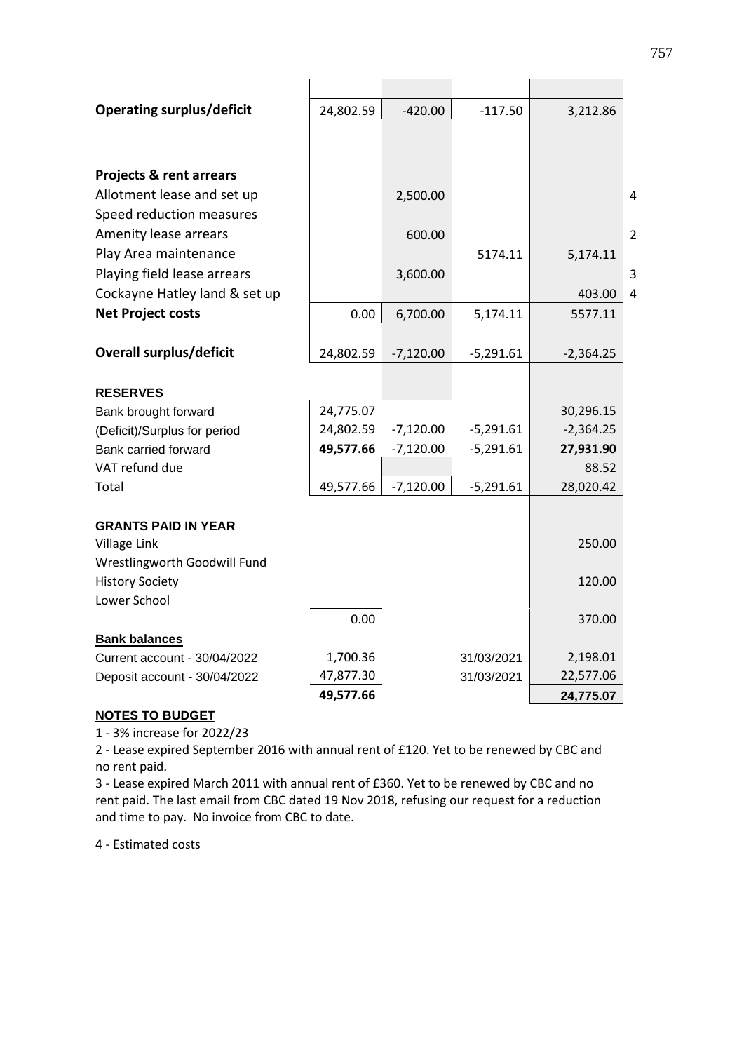| | | | | | |
|---|---|---|---|---|---|
| **Operating surplus/deficit** | 24,802.59 | -420.00 | -117.50 | 3,212.86 | |
| | | | | | |
| **Projects & rent arrears** | | | | | |
| Allotment lease and set up | | 2,500.00 | | | 4 |
| Speed reduction measures | | | | | |
| Amenity lease arrears | | 600.00 | | | 2 |
| Play Area maintenance | | | 5174.11 | 5,174.11 | |
| Playing field lease arrears | | 3,600.00 | | | 3 |
| Cockayne Hatley land & set up | | | | 403.00 | 4 |
| **Net Project costs** | 0.00 | 6,700.00 | 5,174.11 | 5577.11 | |
| | | | | | |
| **Overall surplus/deficit** | 24,802.59 | -7,120.00 | -5,291.61 | -2,364.25 | |
| | | | | | |
| **RESERVES** | | | | | |
| Bank brought forward | 24,775.07 | | | 30,296.15 | |
| (Deficit)/Surplus for period | 24,802.59 | -7,120.00 | -5,291.61 | -2,364.25 | |
| Bank carried forward | **49,577.66** | -7,120.00 | -5,291.61 | **27,931.90** | |
| VAT refund due | | | | 88.52 | |
| Total | 49,577.66 | -7,120.00 | -5,291.61 | 28,020.42 | |
| | | | | | |
| **GRANTS PAID IN YEAR** | | | | | |
| Village Link | | | | 250.00 | |
| Wrestlingworth Goodwill Fund | | | | | |
| History Society | | | | 120.00 | |
| Lower School | | | | | |
| | 0.00 | | | 370.00 | |
| **Bank balances** | | | | | |
| Current account - 30/04/2022 | 1,700.36 | | 31/03/2021 | 2,198.01 | |
| Deposit account - 30/04/2022 | 47,877.30 | | 31/03/2021 | 22,577.06 | |
| | **49,577.66** | | | **24,775.07** | |

**NOTES TO BUDGET**

1 - 3% increase for 2022/23

2 - Lease expired September 2016 with annual rent of £120. Yet to be renewed by CBC and no rent paid.

3 - Lease expired March 2011 with annual rent of £360. Yet to be renewed by CBC and no rent paid. The last email from CBC dated 19 Nov 2018, refusing our request for a reduction and time to pay. No invoice from CBC to date.

4 - Estimated costs